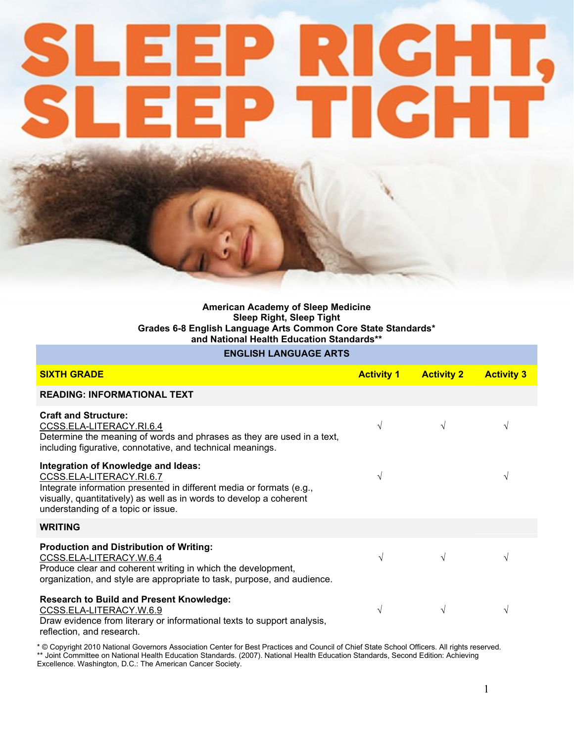# SLEEP RIGHT, SLEEP TIGHT

**American Academy of Sleep Medicine**
**Sleep Right, Sleep Tight**
**Grades 6-8 English Language Arts Common Core State Standards\***
**and National Health Education Standards\*\***

| ENGLISH LANGUAGE ARTS | | | |
|---|---|---|---|
| **SIXTH GRADE** | **Activity 1** | **Activity 2** | **Activity 3** |
| **READING: INFORMATIONAL TEXT** | | | |
| **Craft and Structure:** CCSS.ELA-LITERACY.RI.6.4 Determine the meaning of words and phrases as they are used in a text, including figurative, connotative, and technical meanings. | √ | √ | √ |
| **Integration of Knowledge and Ideas:** CCSS.ELA-LITERACY.RI.6.7 Integrate information presented in different media or formats (e.g., visually, quantitatively) as well as in words to develop a coherent understanding of a topic or issue. | √ | | √ |
| **WRITING** | | | |
| **Production and Distribution of Writing:** CCSS.ELA-LITERACY.W.6.4 Produce clear and coherent writing in which the development, organization, and style are appropriate to task, purpose, and audience. | √ | √ | √ |
| **Research to Build and Present Knowledge:** CCSS.ELA-LITERACY.W.6.9 Draw evidence from literary or informational texts to support analysis, reflection, and research. | √ | √ | √ |

\* © Copyright 2010 National Governors Association Center for Best Practices and Council of Chief State School Officers. All rights reserved.
\*\* Joint Committee on National Health Education Standards. (2007). National Health Education Standards, Second Edition: Achieving Excellence. Washington, D.C.: The American Cancer Society.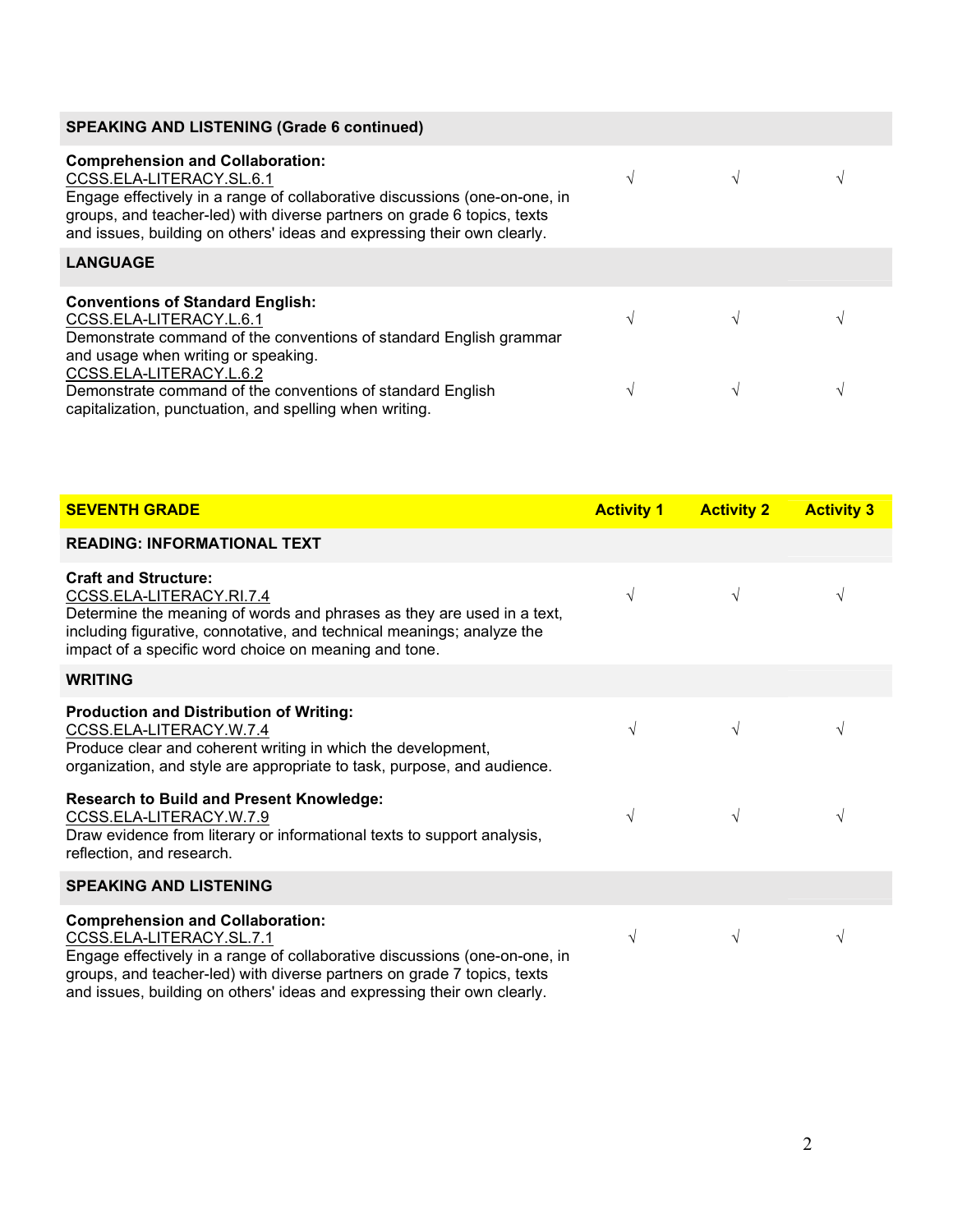| SPEAKING AND LISTENING (Grade 6 continued) | | | |
|---|---|---|---|
| **Comprehension and Collaboration:**<br>CCSS.ELA-LITERACY.SL.6.1<br>Engage effectively in a range of collaborative discussions (one-on-one, in groups, and teacher-led) with diverse partners on grade 6 topics, texts and issues, building on others' ideas and expressing their own clearly. | √ | √ | √ |
| **LANGUAGE** | | | |
| **Conventions of Standard English:**<br>CCSS.ELA-LITERACY.L.6.1<br>Demonstrate command of the conventions of standard English grammar and usage when writing or speaking. | √ | √ | √ |
| CCSS.ELA-LITERACY.L.6.2<br>Demonstrate command of the conventions of standard English capitalization, punctuation, and spelling when writing. | √ | √ | √ |

| SEVENTH GRADE | Activity 1 | Activity 2 | Activity 3 |
|---|---|---|---|
| **READING: INFORMATIONAL TEXT** | | | |
| **Craft and Structure:**<br>CCSS.ELA-LITERACY.RI.7.4<br>Determine the meaning of words and phrases as they are used in a text, including figurative, connotative, and technical meanings; analyze the impact of a specific word choice on meaning and tone. | √ | √ | √ |
| **WRITING** | | | |
| **Production and Distribution of Writing:**<br>CCSS.ELA-LITERACY.W.7.4<br>Produce clear and coherent writing in which the development, organization, and style are appropriate to task, purpose, and audience. | √ | √ | √ |
| **Research to Build and Present Knowledge:**<br>CCSS.ELA-LITERACY.W.7.9<br>Draw evidence from literary or informational texts to support analysis, reflection, and research. | √ | √ | √ |
| **SPEAKING AND LISTENING** | | | |
| **Comprehension and Collaboration:**<br>CCSS.ELA-LITERACY.SL.7.1<br>Engage effectively in a range of collaborative discussions (one-on-one, in groups, and teacher-led) with diverse partners on grade 7 topics, texts and issues, building on others' ideas and expressing their own clearly. | √ | √ | √ |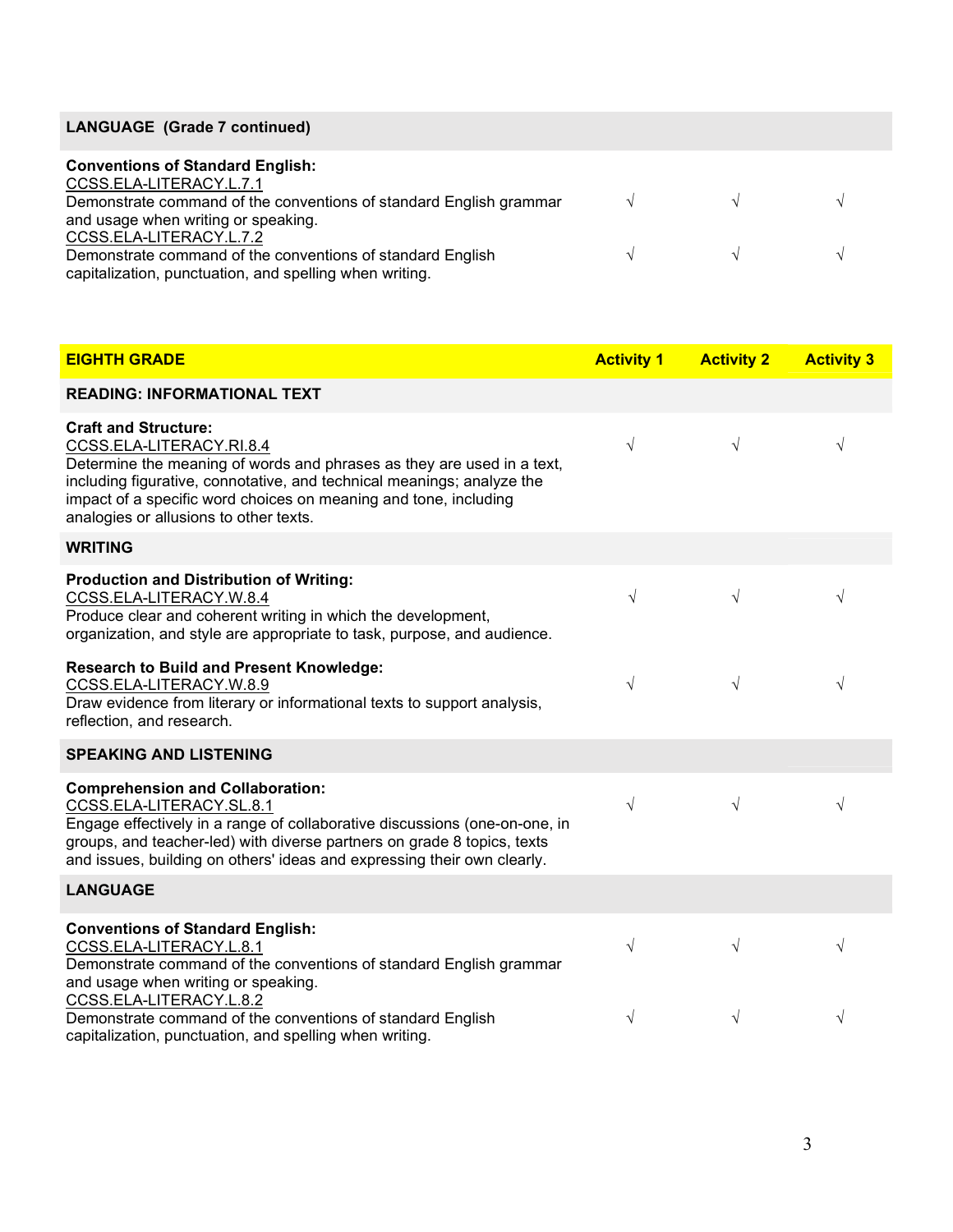| LANGUAGE (Grade 7 continued) | | | |
|---|---|---|---|
| **Conventions of Standard English:**<br>CCSS.ELA-LITERACY.L.7.1<br>Demonstrate command of the conventions of standard English grammar and usage when writing or speaking. | √ | √ | √ |
| CCSS.ELA-LITERACY.L.7.2<br>Demonstrate command of the conventions of standard English capitalization, punctuation, and spelling when writing. | √ | √ | √ |

| **EIGHTH GRADE** | **Activity 1** | **Activity 2** | **Activity 3** |
|---|---|---|---|
| **READING: INFORMATIONAL TEXT** | | | |
| **Craft and Structure:**<br>CCSS.ELA-LITERACY.RI.8.4<br>Determine the meaning of words and phrases as they are used in a text, including figurative, connotative, and technical meanings; analyze the impact of a specific word choices on meaning and tone, including analogies or allusions to other texts. | √ | √ | √ |
| **WRITING** | | | |
| **Production and Distribution of Writing:**<br>CCSS.ELA-LITERACY.W.8.4<br>Produce clear and coherent writing in which the development, organization, and style are appropriate to task, purpose, and audience. | √ | √ | √ |
| **Research to Build and Present Knowledge:**<br>CCSS.ELA-LITERACY.W.8.9<br>Draw evidence from literary or informational texts to support analysis, reflection, and research. | √ | √ | √ |
| **SPEAKING AND LISTENING** | | | |
| **Comprehension and Collaboration:**<br>CCSS.ELA-LITERACY.SL.8.1<br>Engage effectively in a range of collaborative discussions (one-on-one, in groups, and teacher-led) with diverse partners on grade 8 topics, texts and issues, building on others' ideas and expressing their own clearly. | √ | √ | √ |
| **LANGUAGE** | | | |
| **Conventions of Standard English:**<br>CCSS.ELA-LITERACY.L.8.1<br>Demonstrate command of the conventions of standard English grammar and usage when writing or speaking. | √ | √ | √ |
| CCSS.ELA-LITERACY.L.8.2<br>Demonstrate command of the conventions of standard English capitalization, punctuation, and spelling when writing. | √ | √ | √ |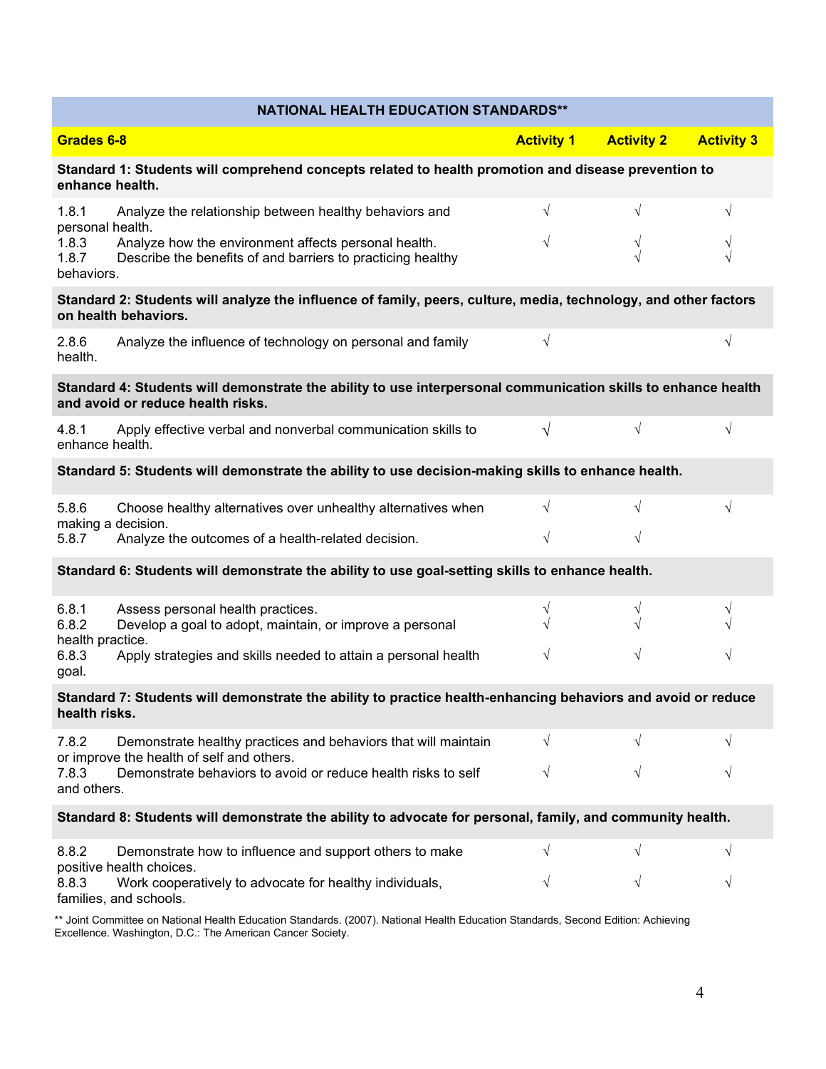| NATIONAL HEALTH EDUCATION STANDARDS** | | | |
|---|---|---|---|
| **Grades 6-8** | **Activity 1** | **Activity 2** | **Activity 3** |
| **Standard 1: Students will comprehend concepts related to health promotion and disease prevention to enhance health.** | | | |
| 1.8.1 Analyze the relationship between healthy behaviors and personal health. | √ | √ | √ |
| 1.8.3 Analyze how the environment affects personal health. | √ | √ | √ |
| 1.8.7 Describe the benefits of and barriers to practicing healthy behaviors. | | √ | √ |
| **Standard 2: Students will analyze the influence of family, peers, culture, media, technology, and other factors on health behaviors.** | | | |
| 2.8.6 Analyze the influence of technology on personal and family health. | √ | | √ |
| **Standard 4: Students will demonstrate the ability to use interpersonal communication skills to enhance health and avoid or reduce health risks.** | | | |
| 4.8.1 Apply effective verbal and nonverbal communication skills to enhance health. | √ | √ | √ |
| **Standard 5: Students will demonstrate the ability to use decision-making skills to enhance health.** | | | |
| 5.8.6 Choose healthy alternatives over unhealthy alternatives when making a decision. | √ | √ | √ |
| 5.8.7 Analyze the outcomes of a health-related decision. | √ | √ | |
| **Standard 6: Students will demonstrate the ability to use goal-setting skills to enhance health.** | | | |
| 6.8.1 Assess personal health practices. | √ | √ | √ |
| 6.8.2 Develop a goal to adopt, maintain, or improve a personal health practice. | √ | √ | √ |
| 6.8.3 Apply strategies and skills needed to attain a personal health goal. | √ | √ | √ |
| **Standard 7: Students will demonstrate the ability to practice health-enhancing behaviors and avoid or reduce health risks.** | | | |
| 7.8.2 Demonstrate healthy practices and behaviors that will maintain or improve the health of self and others. | √ | √ | √ |
| 7.8.3 Demonstrate behaviors to avoid or reduce health risks to self and others. | √ | √ | √ |
| **Standard 8: Students will demonstrate the ability to advocate for personal, family, and community health.** | | | |
| 8.8.2 Demonstrate how to influence and support others to make positive health choices. | √ | √ | √ |
| 8.8.3 Work cooperatively to advocate for healthy individuals, families, and schools. | √ | √ | √ |

** Joint Committee on National Health Education Standards. (2007). National Health Education Standards, Second Edition: Achieving Excellence. Washington, D.C.: The American Cancer Society.